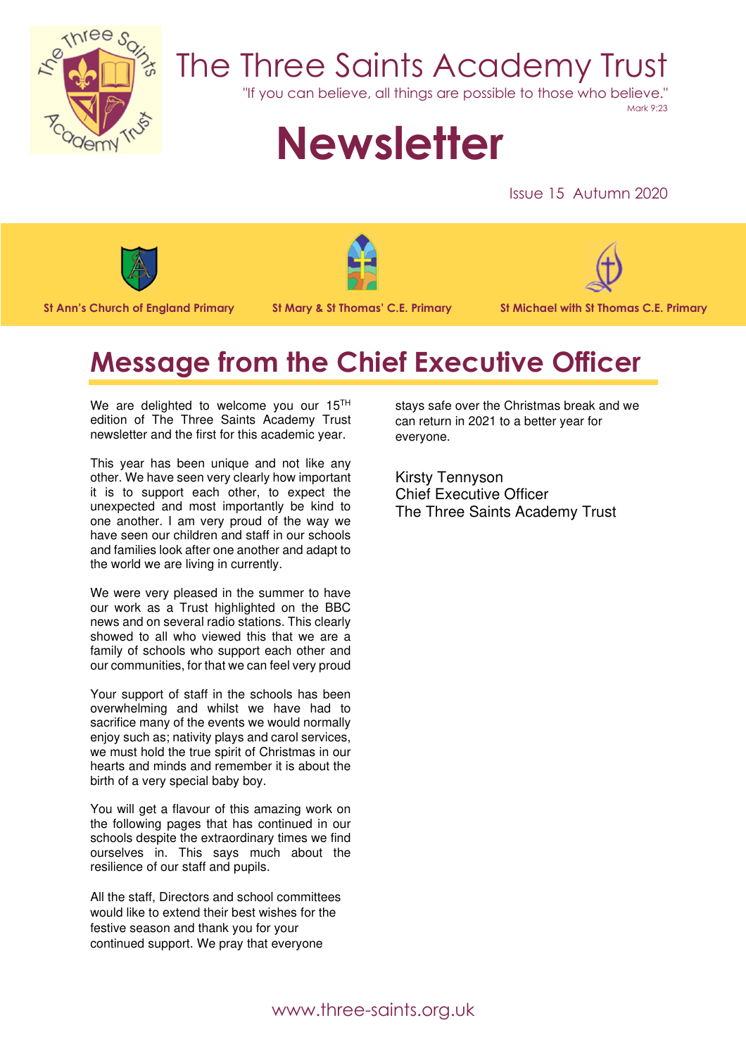# The Three Saints Academy Trust

"If you can believe, all things are possible to those who believe."
Mark 9:23

# Newsletter

Issue 15 Autumn 2020

St Ann's Church of England Primary | St Mary & St Thomas' C.E. Primary | St Michael with St Thomas C.E. Primary

## Message from the Chief Executive Officer

We are delighted to welcome you our 15TH edition of The Three Saints Academy Trust newsletter and the first for this academic year.

This year has been unique and not like any other. We have seen very clearly how important it is to support each other, to expect the unexpected and most importantly be kind to one another. I am very proud of the way we have seen our children and staff in our schools and families look after one another and adapt to the world we are living in currently.

We were very pleased in the summer to have our work as a Trust highlighted on the BBC news and on several radio stations. This clearly showed to all who viewed this that we are a family of schools who support each other and our communities, for that we can feel very proud

Your support of staff in the schools has been overwhelming and whilst we have had to sacrifice many of the events we would normally enjoy such as; nativity plays and carol services, we must hold the true spirit of Christmas in our hearts and minds and remember it is about the birth of a very special baby boy.

You will get a flavour of this amazing work on the following pages that has continued in our schools despite the extraordinary times we find ourselves in. This says much about the resilience of our staff and pupils.

All the staff, Directors and school committees would like to extend their best wishes for the festive season and thank you for your continued support. We pray that everyone stays safe over the Christmas break and we can return in 2021 to a better year for everyone.

Kirsty Tennyson
Chief Executive Officer
The Three Saints Academy Trust

www.three-saints.org.uk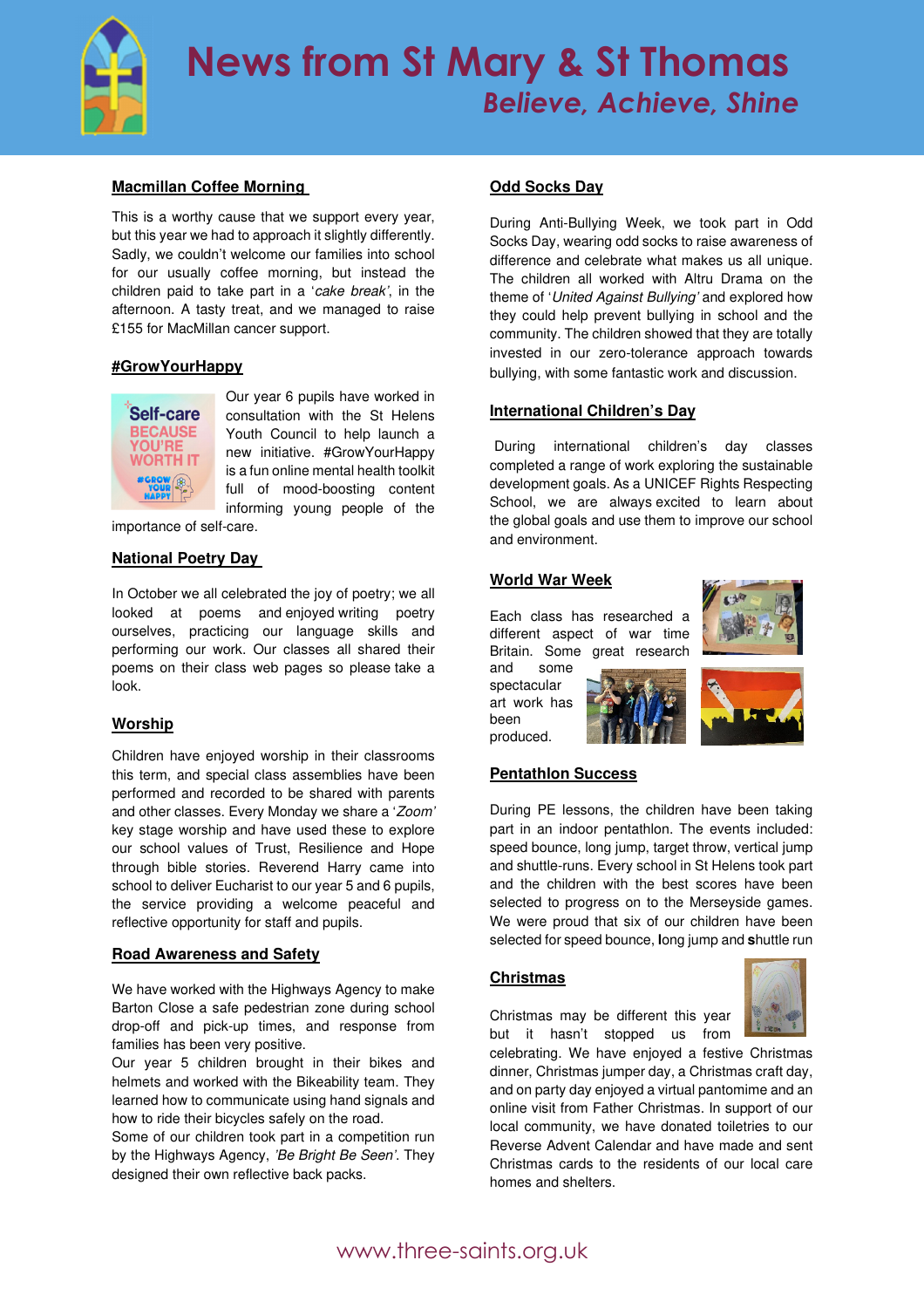# News from St Mary & St Thomas

*Believe, Achieve, Shine*

## Macmillan Coffee Morning

This is a worthy cause that we support every year, but this year we had to approach it slightly differently. Sadly, we couldn't welcome our families into school for our usually coffee morning, but instead the children paid to take part in a '*cake break*', in the afternoon. A tasty treat, and we managed to raise £155 for MacMillan cancer support.

## #GrowYourHappy

Our year 6 pupils have worked in consultation with the St Helens Youth Council to help launch a new initiative. #GrowYourHappy is a fun online mental health toolkit full of mood-boosting content informing young people of the importance of self-care.

## National Poetry Day

In October we all celebrated the joy of poetry; we all looked at poems and enjoyed writing poetry ourselves, practicing our language skills and performing our work. Our classes all shared their poems on their class web pages so please take a look.

## Worship

Children have enjoyed worship in their classrooms this term, and special class assemblies have been performed and recorded to be shared with parents and other classes. Every Monday we share a '*Zoom'* key stage worship and have used these to explore our school values of Trust, Resilience and Hope through bible stories. Reverend Harry came into school to deliver Eucharist to our year 5 and 6 pupils, the service providing a welcome peaceful and reflective opportunity for staff and pupils.

## Road Awareness and Safety

We have worked with the Highways Agency to make Barton Close a safe pedestrian zone during school drop-off and pick-up times, and response from families has been very positive.

Our year 5 children brought in their bikes and helmets and worked with the Bikeability team. They learned how to communicate using hand signals and how to ride their bicycles safely on the road.

Some of our children took part in a competition run by the Highways Agency, *'Be Bright Be Seen'*. They designed their own reflective back packs.

## Odd Socks Day

During Anti-Bullying Week, we took part in Odd Socks Day, wearing odd socks to raise awareness of difference and celebrate what makes us all unique. The children all worked with Altru Drama on the theme of '*United Against Bullying'* and explored how they could help prevent bullying in school and the community. The children showed that they are totally invested in our zero-tolerance approach towards bullying, with some fantastic work and discussion.

## International Children's Day

During international children's day classes completed a range of work exploring the sustainable development goals. As a UNICEF Rights Respecting School, we are always excited to learn about the global goals and use them to improve our school and environment.

## World War Week

Each class has researched a different aspect of war time Britain. Some great research and some spectacular art work has been produced.

## Pentathlon Success

During PE lessons, the children have been taking part in an indoor pentathlon. The events included: speed bounce, long jump, target throw, vertical jump and shuttle-runs. Every school in St Helens took part and the children with the best scores have been selected to progress on to the Merseyside games. We were proud that six of our children have been selected for speed bounce, **l**ong jump and **s**huttle run

## Christmas

Christmas may be different this year but it hasn't stopped us from celebrating. We have enjoyed a festive Christmas dinner, Christmas jumper day, a Christmas craft day, and on party day enjoyed a virtual pantomime and an online visit from Father Christmas. In support of our local community, we have donated toiletries to our Reverse Advent Calendar and have made and sent Christmas cards to the residents of our local care homes and shelters.

www.three-saints.org.uk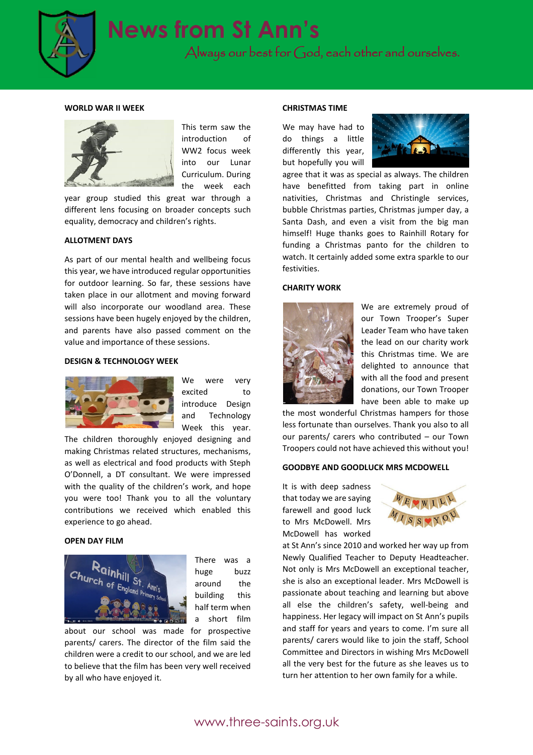# News from St Ann's

*Always our best for God, each other and ourselves.*

## WORLD WAR II WEEK

This term saw the introduction of WW2 focus week into our Lunar Curriculum. During the week each year group studied this great war through a different lens focusing on broader concepts such equality, democracy and children's rights.

## ALLOTMENT DAYS

As part of our mental health and wellbeing focus this year, we have introduced regular opportunities for outdoor learning. So far, these sessions have taken place in our allotment and moving forward will also incorporate our woodland area. These sessions have been hugely enjoyed by the children, and parents have also passed comment on the value and importance of these sessions.

## DESIGN & TECHNOLOGY WEEK

We were very excited to introduce Design and Technology Week this year. The children thoroughly enjoyed designing and making Christmas related structures, mechanisms, as well as electrical and food products with Steph O'Donnell, a DT consultant. We were impressed with the quality of the children's work, and hope you were too! Thank you to all the voluntary contributions we received which enabled this experience to go ahead.

## OPEN DAY FILM

There was a huge buzz around the building this half term when a short film about our school was made for prospective parents/ carers. The director of the film said the children were a credit to our school, and we are led to believe that the film has been very well received by all who have enjoyed it.

## CHRISTMAS TIME

We may have had to do things a little differently this year, but hopefully you will agree that it was as special as always. The children have benefitted from taking part in online nativities, Christmas and Christingle services, bubble Christmas parties, Christmas jumper day, a Santa Dash, and even a visit from the big man himself! Huge thanks goes to Rainhill Rotary for funding a Christmas panto for the children to watch. It certainly added some extra sparkle to our festivities.

## CHARITY WORK

We are extremely proud of our Town Trooper's Super Leader Team who have taken the lead on our charity work this Christmas time. We are delighted to announce that with all the food and present donations, our Town Trooper have been able to make up the most wonderful Christmas hampers for those less fortunate than ourselves. Thank you also to all our parents/ carers who contributed – our Town Troopers could not have achieved this without you!

## GOODBYE AND GOODLUCK MRS MCDOWELL

It is with deep sadness that today we are saying farewell and good luck to Mrs McDowell. Mrs McDowell has worked at St Ann's since 2010 and worked her way up from Newly Qualified Teacher to Deputy Headteacher. Not only is Mrs McDowell an exceptional teacher, she is also an exceptional leader. Mrs McDowell is passionate about teaching and learning but above all else the children's safety, well-being and happiness. Her legacy will impact on St Ann's pupils and staff for years and years to come. I'm sure all parents/ carers would like to join the staff, School Committee and Directors in wishing Mrs McDowell all the very best for the future as she leaves us to turn her attention to her own family for a while.

www.three-saints.org.uk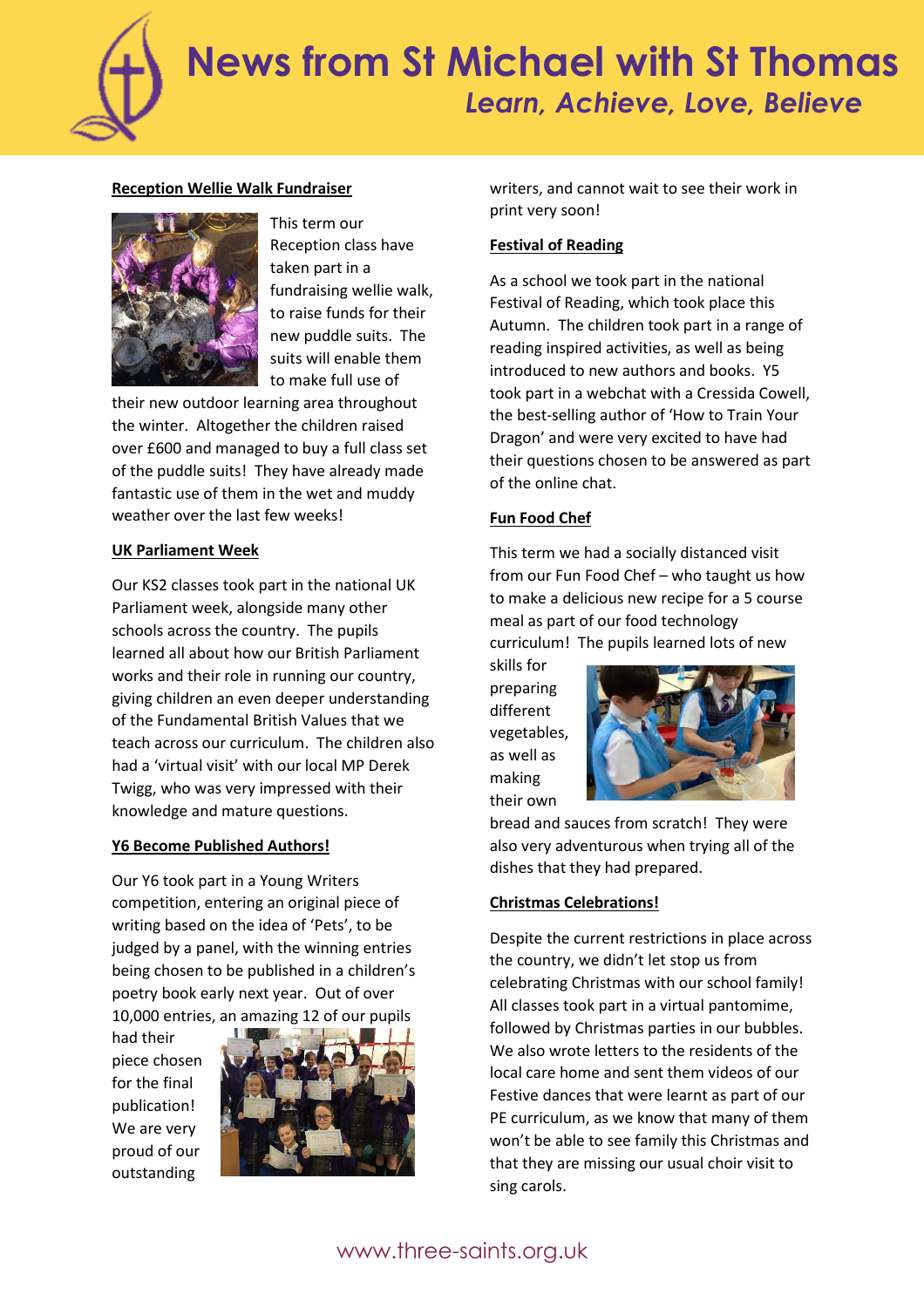# News from St Michael with St Thomas

*Learn, Achieve, Love, Believe*

**Reception Wellie Walk Fundraiser**

This term our Reception class have taken part in a fundraising wellie walk, to raise funds for their new puddle suits. The suits will enable them to make full use of their new outdoor learning area throughout the winter. Altogether the children raised over £600 and managed to buy a full class set of the puddle suits! They have already made fantastic use of them in the wet and muddy weather over the last few weeks!

**UK Parliament Week**

Our KS2 classes took part in the national UK Parliament week, alongside many other schools across the country. The pupils learned all about how our British Parliament works and their role in running our country, giving children an even deeper understanding of the Fundamental British Values that we teach across our curriculum. The children also had a 'virtual visit' with our local MP Derek Twigg, who was very impressed with their knowledge and mature questions.

**Y6 Become Published Authors!**

Our Y6 took part in a Young Writers competition, entering an original piece of writing based on the idea of 'Pets', to be judged by a panel, with the winning entries being chosen to be published in a children's poetry book early next year. Out of over 10,000 entries, an amazing 12 of our pupils had their piece chosen for the final publication! We are very proud of our outstanding writers, and cannot wait to see their work in print very soon!

**Festival of Reading**

As a school we took part in the national Festival of Reading, which took place this Autumn. The children took part in a range of reading inspired activities, as well as being introduced to new authors and books. Y5 took part in a webchat with a Cressida Cowell, the best-selling author of 'How to Train Your Dragon' and were very excited to have had their questions chosen to be answered as part of the online chat.

**Fun Food Chef**

This term we had a socially distanced visit from our Fun Food Chef – who taught us how to make a delicious new recipe for a 5 course meal as part of our food technology curriculum! The pupils learned lots of new skills for preparing different vegetables, as well as making their own bread and sauces from scratch! They were also very adventurous when trying all of the dishes that they had prepared.

**Christmas Celebrations!**

Despite the current restrictions in place across the country, we didn't let stop us from celebrating Christmas with our school family! All classes took part in a virtual pantomime, followed by Christmas parties in our bubbles. We also wrote letters to the residents of the local care home and sent them videos of our Festive dances that were learnt as part of our PE curriculum, as we know that many of them won't be able to see family this Christmas and that they are missing our usual choir visit to sing carols.

www.three-saints.org.uk